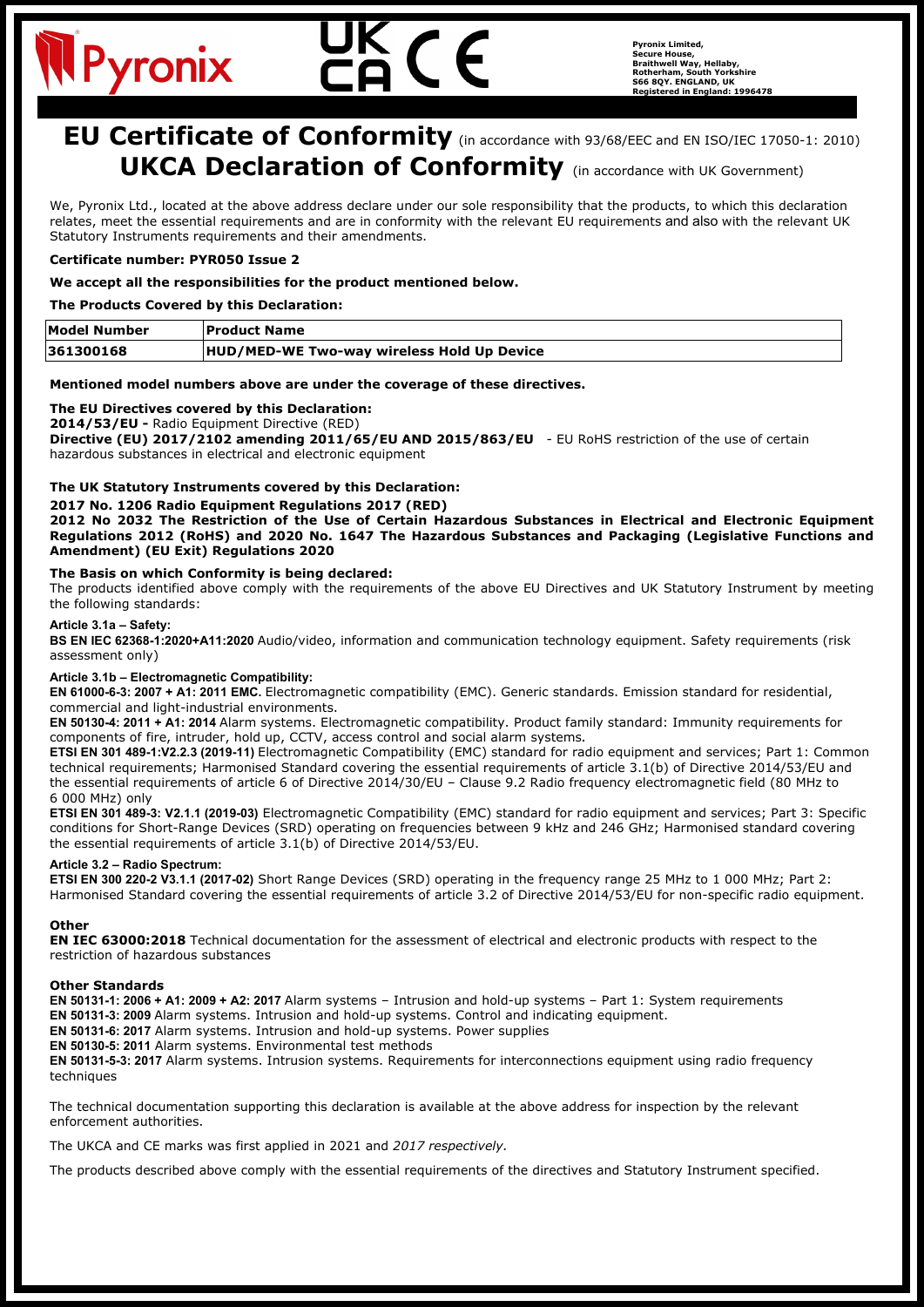Pyronix Limited,
Secure House,
Braithwell Way, Hellaby,
Rotherham, South Yorkshire
S66 8QY. ENGLAND, UK
Registered in England: 1996478

# EU Certificate of Conformity (in accordance with 93/68/EEC and EN ISO/IEC 17050-1: 2010)

# UKCA Declaration of Conformity (in accordance with UK Government)

We, Pyronix Ltd., located at the above address declare under our sole responsibility that the products, to which this declaration relates, meet the essential requirements and are in conformity with the relevant EU requirements and also with the relevant UK Statutory Instruments requirements and their amendments.

**Certificate number: PYR050 Issue 2**

**We accept all the responsibilities for the product mentioned below.**

**The Products Covered by this Declaration:**

| Model Number | Product Name |
|---|---|
| 361300168 | HUD/MED-WE Two-way wireless Hold Up Device |

**Mentioned model numbers above are under the coverage of these directives.**

**The EU Directives covered by this Declaration:**
**2014/53/EU -** Radio Equipment Directive (RED)
**Directive (EU) 2017/2102 amending 2011/65/EU AND 2015/863/EU** - EU RoHS restriction of the use of certain hazardous substances in electrical and electronic equipment

**The UK Statutory Instruments covered by this Declaration:**
**2017 No. 1206 Radio Equipment Regulations 2017 (RED)**
**2012 No 2032 The Restriction of the Use of Certain Hazardous Substances in Electrical and Electronic Equipment Regulations 2012 (RoHS) and 2020 No. 1647 The Hazardous Substances and Packaging (Legislative Functions and Amendment) (EU Exit) Regulations 2020**

**The Basis on which Conformity is being declared:**
The products identified above comply with the requirements of the above EU Directives and UK Statutory Instrument by meeting the following standards:

**Article 3.1a – Safety:**
**BS EN IEC 62368-1:2020+A11:2020** Audio/video, information and communication technology equipment. Safety requirements (risk assessment only)

**Article 3.1b – Electromagnetic Compatibility:**
**EN 61000-6-3: 2007 + A1: 2011 EMC.** Electromagnetic compatibility (EMC). Generic standards. Emission standard for residential, commercial and light-industrial environments.
**EN 50130-4: 2011 + A1: 2014** Alarm systems. Electromagnetic compatibility. Product family standard: Immunity requirements for components of fire, intruder, hold up, CCTV, access control and social alarm systems.
**ETSI EN 301 489-1:V2.2.3 (2019-11)** Electromagnetic Compatibility (EMC) standard for radio equipment and services; Part 1: Common technical requirements; Harmonised Standard covering the essential requirements of article 3.1(b) of Directive 2014/53/EU and the essential requirements of article 6 of Directive 2014/30/EU – Clause 9.2 Radio frequency electromagnetic field (80 MHz to 6 000 MHz) only
**ETSI EN 301 489-3: V2.1.1 (2019-03)** Electromagnetic Compatibility (EMC) standard for radio equipment and services; Part 3: Specific conditions for Short-Range Devices (SRD) operating on frequencies between 9 kHz and 246 GHz; Harmonised standard covering the essential requirements of article 3.1(b) of Directive 2014/53/EU.

**Article 3.2 – Radio Spectrum:**
**ETSI EN 300 220-2 V3.1.1 (2017-02)** Short Range Devices (SRD) operating in the frequency range 25 MHz to 1 000 MHz; Part 2: Harmonised Standard covering the essential requirements of article 3.2 of Directive 2014/53/EU for non-specific radio equipment.

**Other**
**EN IEC 63000:2018** Technical documentation for the assessment of electrical and electronic products with respect to the restriction of hazardous substances

**Other Standards**
**EN 50131-1: 2006 + A1: 2009 + A2: 2017** Alarm systems – Intrusion and hold-up systems – Part 1: System requirements
**EN 50131-3: 2009** Alarm systems. Intrusion and hold-up systems. Control and indicating equipment.
**EN 50131-6: 2017** Alarm systems. Intrusion and hold-up systems. Power supplies
**EN 50130-5: 2011** Alarm systems. Environmental test methods
**EN 50131-5-3: 2017** Alarm systems. Intrusion systems. Requirements for interconnections equipment using radio frequency techniques

The technical documentation supporting this declaration is available at the above address for inspection by the relevant enforcement authorities.

The UKCA and CE marks was first applied in 2021 and *2017 respectively.*

The products described above comply with the essential requirements of the directives and Statutory Instrument specified.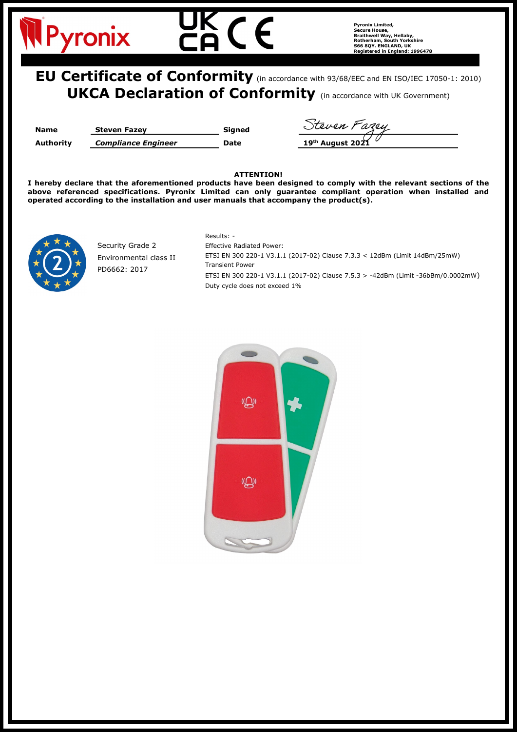Pyronix Limited,
Secure House,
Braithwell Way, Hellaby,
Rotherham, South Yorkshire
S66 8QY. ENGLAND, UK
Registered in England: 1996478

# EU Certificate of Conformity (in accordance with 93/68/EEC and EN ISO/IEC 17050-1: 2010)

# UKCA Declaration of Conformity (in accordance with UK Government)

| | | | |
|---|---|---|---|
| **Name** | **Steven Fazey** | **Signed** | Steven Fazey |
| **Authority** | ***Compliance Engineer*** | **Date** | **19th August 2021** |

**ATTENTION!**

**I hereby declare that the aforementioned products have been designed to comply with the relevant sections of the above referenced specifications. Pyronix Limited can only guarantee compliant operation when installed and operated according to the installation and user manuals that accompany the product(s).**

Security Grade 2
Environmental class II
PD6662: 2017

Results: -
Effective Radiated Power:
ETSI EN 300 220-1 V3.1.1 (2017-02) Clause 7.3.3 < 12dBm (Limit 14dBm/25mW)
Transient Power
ETSI EN 300 220-1 V3.1.1 (2017-02) Clause 7.5.3 > -42dBm (Limit -36bBm/0.0002mW)
Duty cycle does not exceed 1%